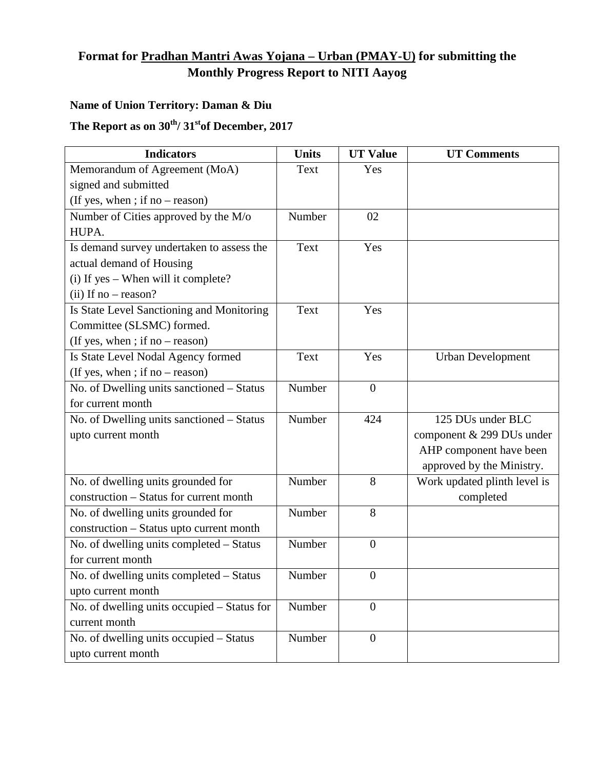**Format for Pradhan Mantri Awas Yojana – Urban (PMAY-U) for submitting the Monthly Progress Report to NITI Aayog**

**Name of Union Territory: Daman & Diu**

**The Report as on 30th/ 31st of December, 2017**

| Indicators | Units | UT Value | UT Comments |
|---|---|---|---|
| Memorandum of Agreement (MoA) signed and submitted (If yes, when ; if no – reason) | Text | Yes | |
| Number of Cities approved by the M/o HUPA. | Number | 02 | |
| Is demand survey undertaken to assess the actual demand of Housing (i) If yes – When will it complete? (ii) If no – reason? | Text | Yes | |
| Is State Level Sanctioning and Monitoring Committee (SLSMC) formed. (If yes, when ; if no – reason) | Text | Yes | |
| Is State Level Nodal Agency formed (If yes, when ; if no – reason) | Text | Yes | Urban Development |
| No. of Dwelling units sanctioned – Status for current month | Number | 0 | |
| No. of Dwelling units sanctioned – Status upto current month | Number | 424 | 125 DUs under BLC component & 299 DUs under AHP component have been approved by the Ministry. |
| No. of dwelling units grounded for construction – Status for current month | Number | 8 | Work updated plinth level is completed |
| No. of dwelling units grounded for construction – Status upto current month | Number | 8 | |
| No. of dwelling units completed – Status for current month | Number | 0 | |
| No. of dwelling units completed – Status upto current month | Number | 0 | |
| No. of dwelling units occupied – Status for current month | Number | 0 | |
| No. of dwelling units occupied – Status upto current month | Number | 0 | |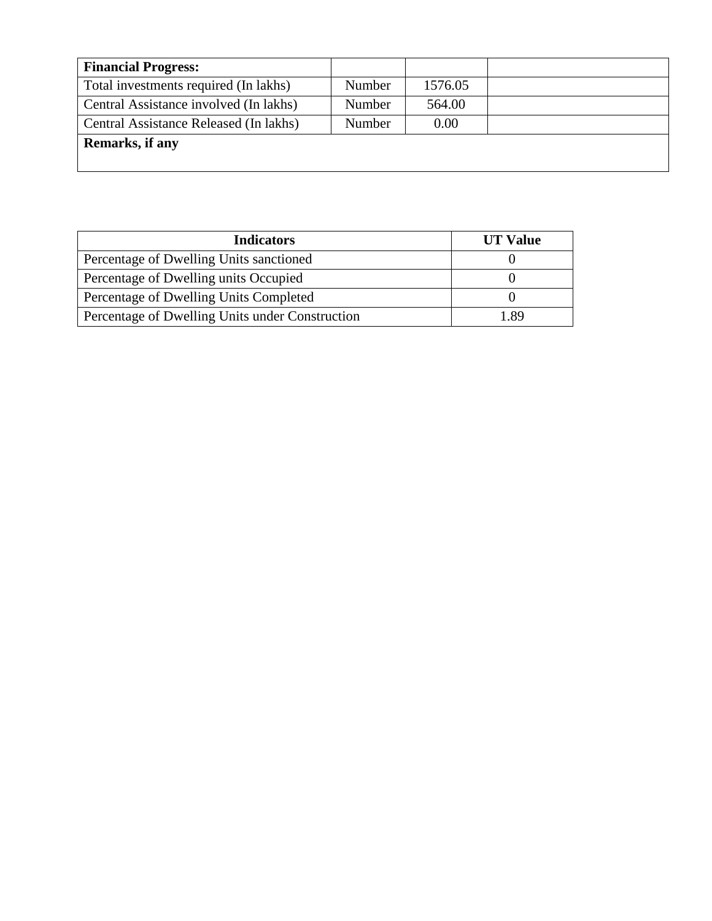| | | | |
|---|---|---|---|
| **Financial Progress:** | | | |
| Total investments required (In lakhs) | Number | 1576.05 | |
| Central Assistance involved (In lakhs) | Number | 564.00 | |
| Central Assistance Released (In lakhs) | Number | 0.00 | |
| **Remarks, if any** | | | |

| Indicators | UT Value |
|---|---|
| Percentage of Dwelling Units sanctioned | 0 |
| Percentage of Dwelling units Occupied | 0 |
| Percentage of Dwelling Units Completed | 0 |
| Percentage of Dwelling Units under Construction | 1.89 |